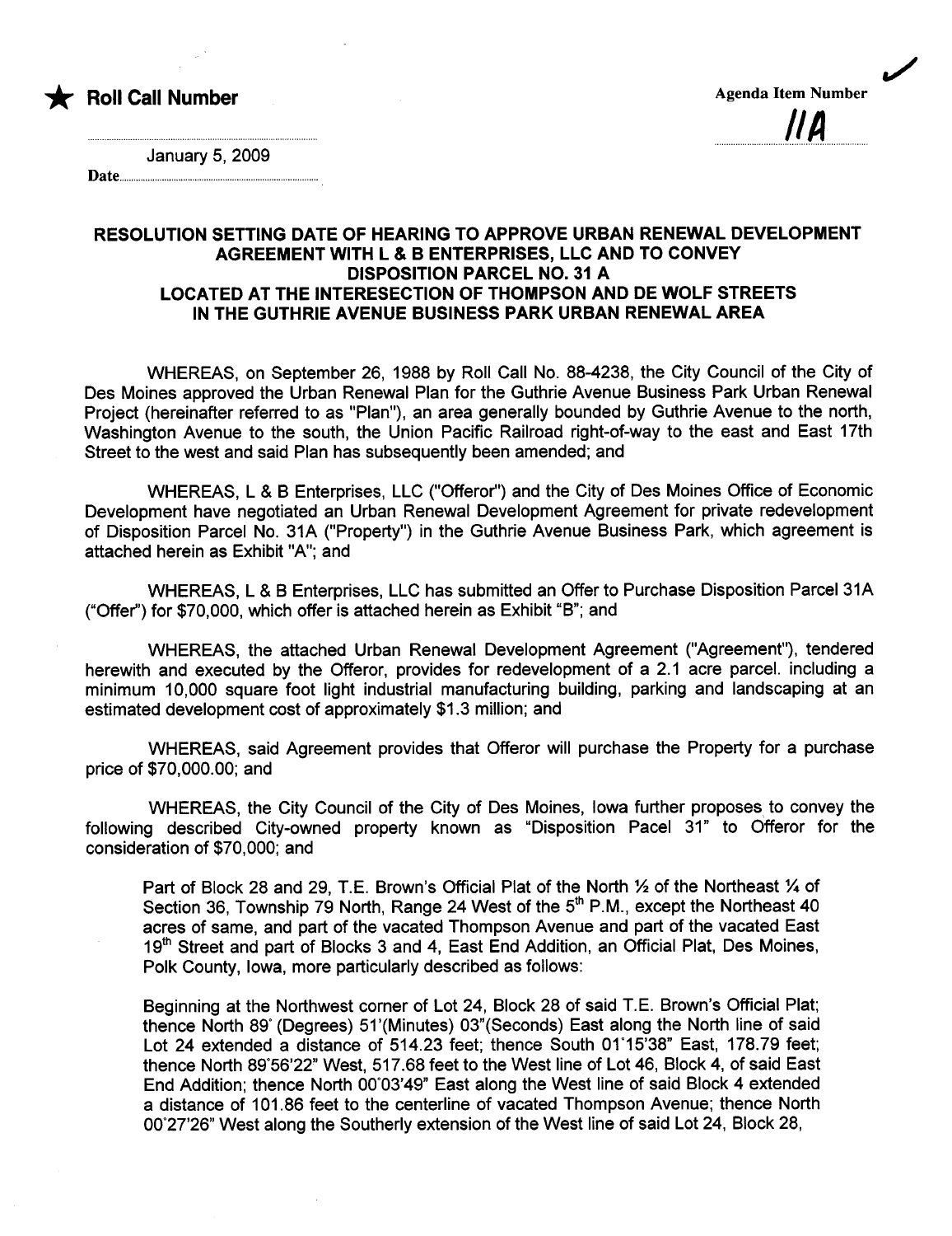★ **Roll Call Number**

**Agenda Item Number**

**11A**

January 5, 2009

Date

## RESOLUTION SETTING DATE OF HEARING TO APPROVE URBAN RENEWAL DEVELOPMENT AGREEMENT WITH L & B ENTERPRISES, LLC AND TO CONVEY DISPOSITION PARCEL NO. 31 A LOCATED AT THE INTERESECTION OF THOMPSON AND DE WOLF STREETS IN THE GUTHRIE AVENUE BUSINESS PARK URBAN RENEWAL AREA

WHEREAS, on September 26, 1988 by Roll Call No. 88-4238, the City Council of the City of Des Moines approved the Urban Renewal Plan for the Guthrie Avenue Business Park Urban Renewal Project (hereinafter referred to as "Plan"), an area generally bounded by Guthrie Avenue to the north, Washington Avenue to the south, the Union Pacific Railroad right-of-way to the east and East 17th Street to the west and said Plan has subsequently been amended; and

WHEREAS, L & B Enterprises, LLC ("Offeror") and the City of Des Moines Office of Economic Development have negotiated an Urban Renewal Development Agreement for private redevelopment of Disposition Parcel No. 31A ("Property") in the Guthrie Avenue Business Park, which agreement is attached herein as Exhibit "A"; and

WHEREAS, L & B Enterprises, LLC has submitted an Offer to Purchase Disposition Parcel 31A ("Offer") for $70,000, which offer is attached herein as Exhibit "B"; and

WHEREAS, the attached Urban Renewal Development Agreement ("Agreement"), tendered herewith and executed by the Offeror, provides for redevelopment of a 2.1 acre parcel. including a minimum 10,000 square foot light industrial manufacturing building, parking and landscaping at an estimated development cost of approximately $1.3 million; and

WHEREAS, said Agreement provides that Offeror will purchase the Property for a purchase price of $70,000.00; and

WHEREAS, the City Council of the City of Des Moines, Iowa further proposes to convey the following described City-owned property known as "Disposition Pacel 31" to Offeror for the consideration of $70,000; and

Part of Block 28 and 29, T.E. Brown's Official Plat of the North ½ of the Northeast ¼ of Section 36, Township 79 North, Range 24 West of the 5th P.M., except the Northeast 40 acres of same, and part of the vacated Thompson Avenue and part of the vacated East 19th Street and part of Blocks 3 and 4, East End Addition, an Official Plat, Des Moines, Polk County, Iowa, more particularly described as follows:

Beginning at the Northwest corner of Lot 24, Block 28 of said T.E. Brown's Official Plat; thence North 89° (Degrees) 51'(Minutes) 03"(Seconds) East along the North line of said Lot 24 extended a distance of 514.23 feet; thence South 01°15'38" East, 178.79 feet; thence North 89°56'22" West, 517.68 feet to the West line of Lot 46, Block 4, of said East End Addition; thence North 00°03'49" East along the West line of said Block 4 extended a distance of 101.86 feet to the centerline of vacated Thompson Avenue; thence North 00°27'26" West along the Southerly extension of the West line of said Lot 24, Block 28,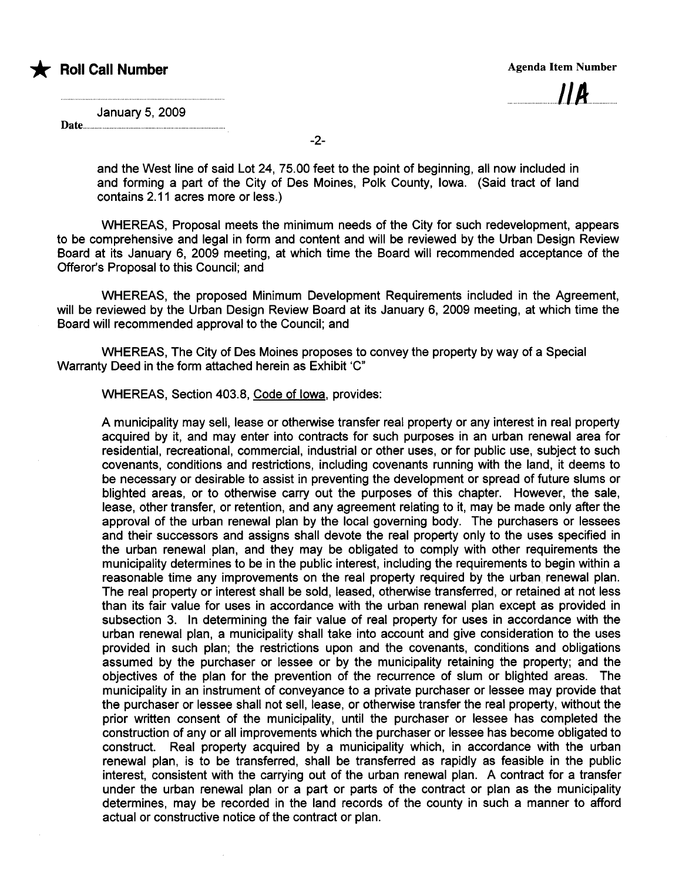and the West line of said Lot 24, 75.00 feet to the point of beginning, all now included in and forming a part of the City of Des Moines, Polk County, Iowa. (Said tract of land contains 2.11 acres more or less.)

WHEREAS, Proposal meets the minimum needs of the City for such redevelopment, appears to be comprehensive and legal in form and content and will be reviewed by the Urban Design Review Board at its January 6, 2009 meeting, at which time the Board will recommended acceptance of the Offeror's Proposal to this Council; and

WHEREAS, the proposed Minimum Development Requirements included in the Agreement, will be reviewed by the Urban Design Review Board at its January 6, 2009 meeting, at which time the Board will recommended approval to the Council; and

WHEREAS, The City of Des Moines proposes to convey the property by way of a Special Warranty Deed in the form attached herein as Exhibit 'C"

WHEREAS, Section 403.8, Code of Iowa, provides:

A municipality may sell, lease or otherwise transfer real property or any interest in real property acquired by it, and may enter into contracts for such purposes in an urban renewal area for residential, recreational, commercial, industrial or other uses, or for public use, subject to such covenants, conditions and restrictions, including covenants running with the land, it deems to be necessary or desirable to assist in preventing the development or spread of future slums or blighted areas, or to otherwise carry out the purposes of this chapter. However, the sale, lease, other transfer, or retention, and any agreement relating to it, may be made only after the approval of the urban renewal plan by the local governing body. The purchasers or lessees and their successors and assigns shall devote the real property only to the uses specified in the urban renewal plan, and they may be obligated to comply with other requirements the municipality determines to be in the public interest, including the requirements to begin within a reasonable time any improvements on the real property required by the urban renewal plan. The real property or interest shall be sold, leased, otherwise transferred, or retained at not less than its fair value for uses in accordance with the urban renewal plan except as provided in subsection 3. In determining the fair value of real property for uses in accordance with the urban renewal plan, a municipality shall take into account and give consideration to the uses provided in such plan; the restrictions upon and the covenants, conditions and obligations assumed by the purchaser or lessee or by the municipality retaining the property; and the objectives of the plan for the prevention of the recurrence of slum or blighted areas. The municipality in an instrument of conveyance to a private purchaser or lessee may provide that the purchaser or lessee shall not sell, lease, or otherwise transfer the real property, without the prior written consent of the municipality, until the purchaser or lessee has completed the construction of any or all improvements which the purchaser or lessee has become obligated to construct. Real property acquired by a municipality which, in accordance with the urban renewal plan, is to be transferred, shall be transferred as rapidly as feasible in the public interest, consistent with the carrying out of the urban renewal plan. A contract for a transfer under the urban renewal plan or a part or parts of the contract or plan as the municipality determines, may be recorded in the land records of the county in such a manner to afford actual or constructive notice of the contract or plan.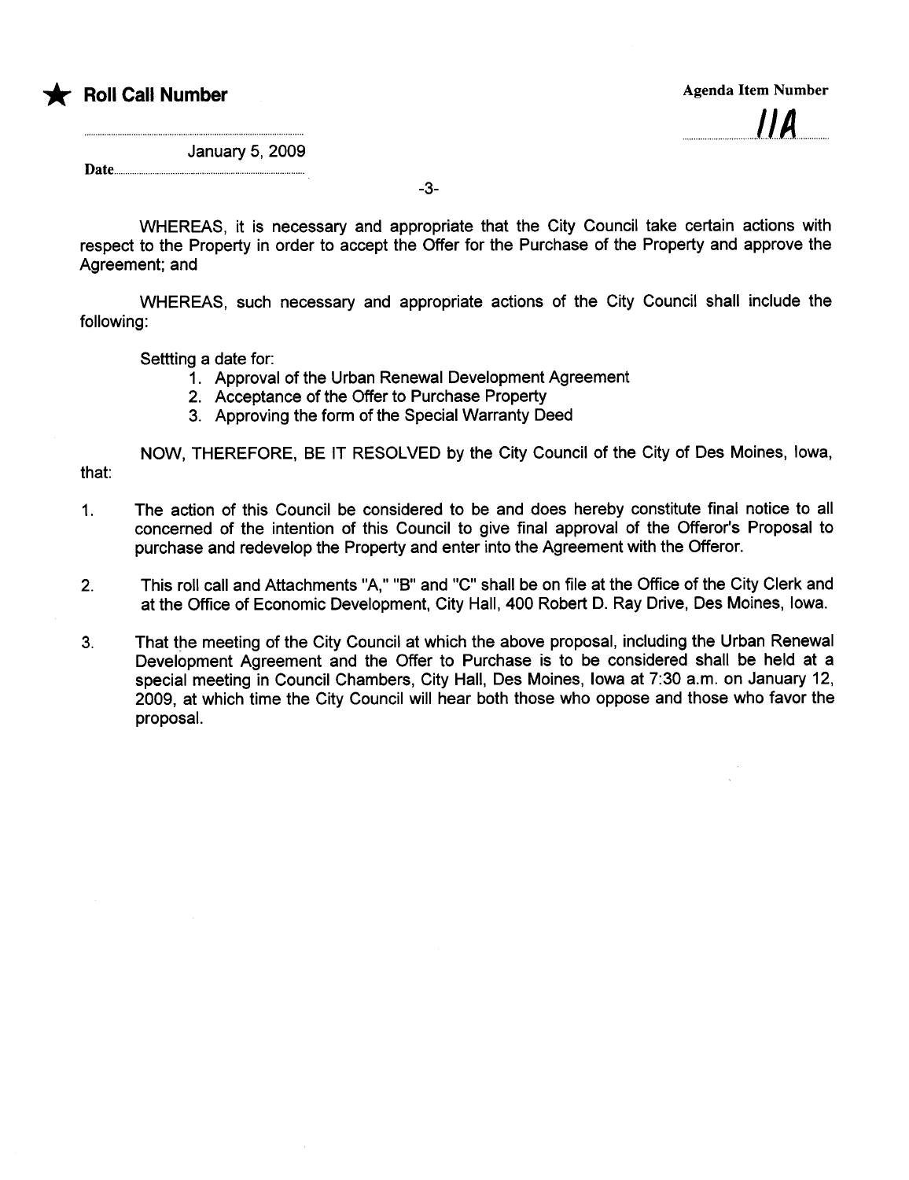★ **Roll Call Number**

**Agenda Item Number**

**11A**

January 5, 2009

Date

WHEREAS, it is necessary and appropriate that the City Council take certain actions with respect to the Property in order to accept the Offer for the Purchase of the Property and approve the Agreement; and

WHEREAS, such necessary and appropriate actions of the City Council shall include the following:

Settting a date for:

1. Approval of the Urban Renewal Development Agreement
2. Acceptance of the Offer to Purchase Property
3. Approving the form of the Special Warranty Deed

NOW, THEREFORE, BE IT RESOLVED by the City Council of the City of Des Moines, Iowa, that:

1. The action of this Council be considered to be and does hereby constitute final notice to all concerned of the intention of this Council to give final approval of the Offeror's Proposal to purchase and redevelop the Property and enter into the Agreement with the Offeror.

2. This roll call and Attachments "A," "B" and "C" shall be on file at the Office of the City Clerk and at the Office of Economic Development, City Hall, 400 Robert D. Ray Drive, Des Moines, Iowa.

3. That the meeting of the City Council at which the above proposal, including the Urban Renewal Development Agreement and the Offer to Purchase is to be considered shall be held at a special meeting in Council Chambers, City Hall, Des Moines, Iowa at 7:30 a.m. on January 12, 2009, at which time the City Council will hear both those who oppose and those who favor the proposal.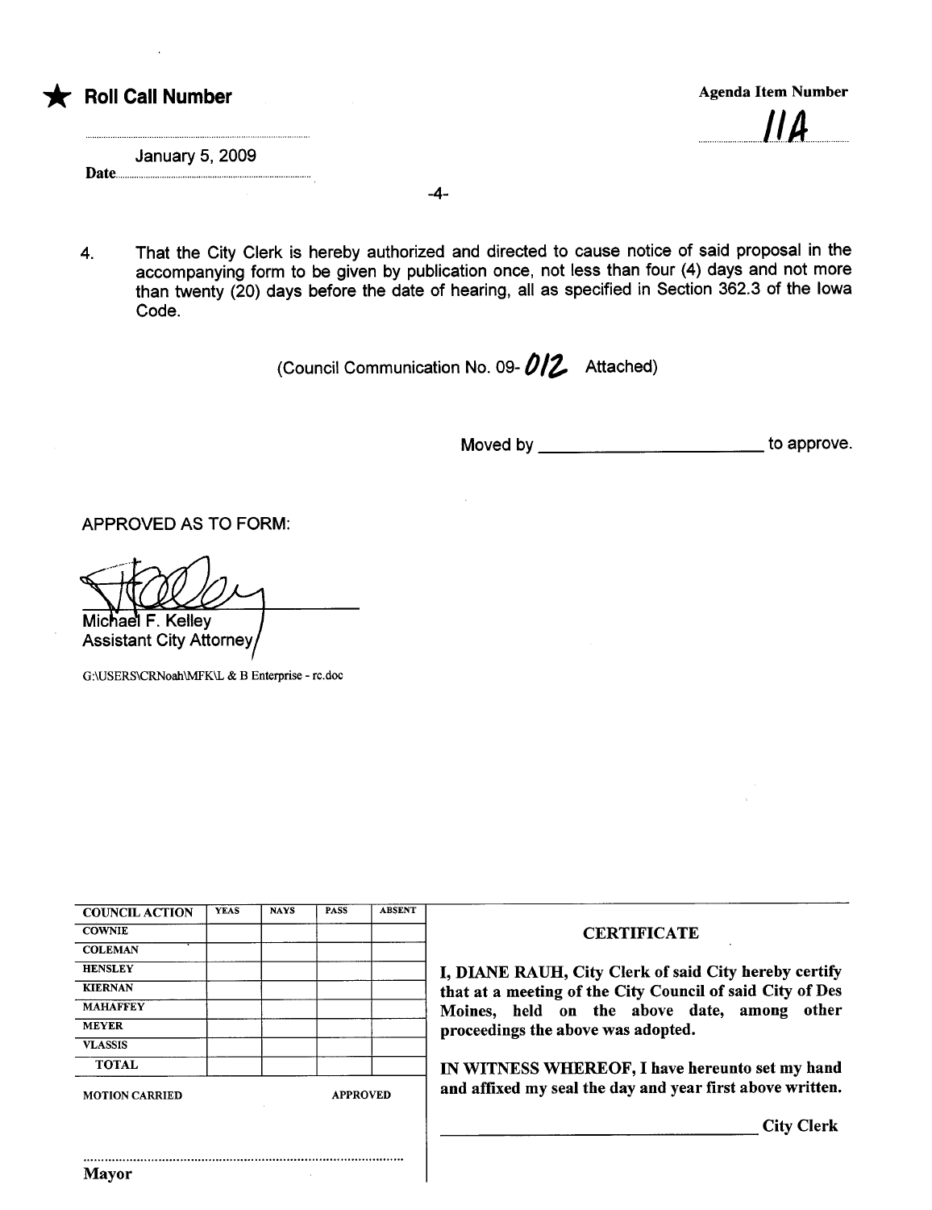★ **Roll Call Number**

**Agenda Item Number**

11A

Date January 5, 2009

4. That the City Clerk is hereby authorized and directed to cause notice of said proposal in the accompanying form to be given by publication once, not less than four (4) days and not more than twenty (20) days before the date of hearing, all as specified in Section 362.3 of the Iowa Code.

(Council Communication No. 09-012 Attached)

Moved by ________________________ to approve.

APPROVED AS TO FORM:

Michael F. Kelley
Assistant City Attorney

G:\USERS\CRNoah\MFK\L & B Enterprise - rc.doc

| COUNCIL ACTION | YEAS | NAYS | PASS | ABSENT |
| --- | --- | --- | --- | --- |
| COWNIE | | | | |
| COLEMAN | | | | |
| HENSLEY | | | | |
| KIERNAN | | | | |
| MAHAFFEY | | | | |
| MEYER | | | | |
| VLASSIS | | | | |
| TOTAL | | | | |

MOTION CARRIED APPROVED

Mayor

**CERTIFICATE**

**I, DIANE RAUH, City Clerk of said City hereby certify that at a meeting of the City Council of said City of Des Moines, held on the above date, among other proceedings the above was adopted.**

**IN WITNESS WHEREOF, I have hereunto set my hand and affixed my seal the day and year first above written.**

________________________ **City Clerk**